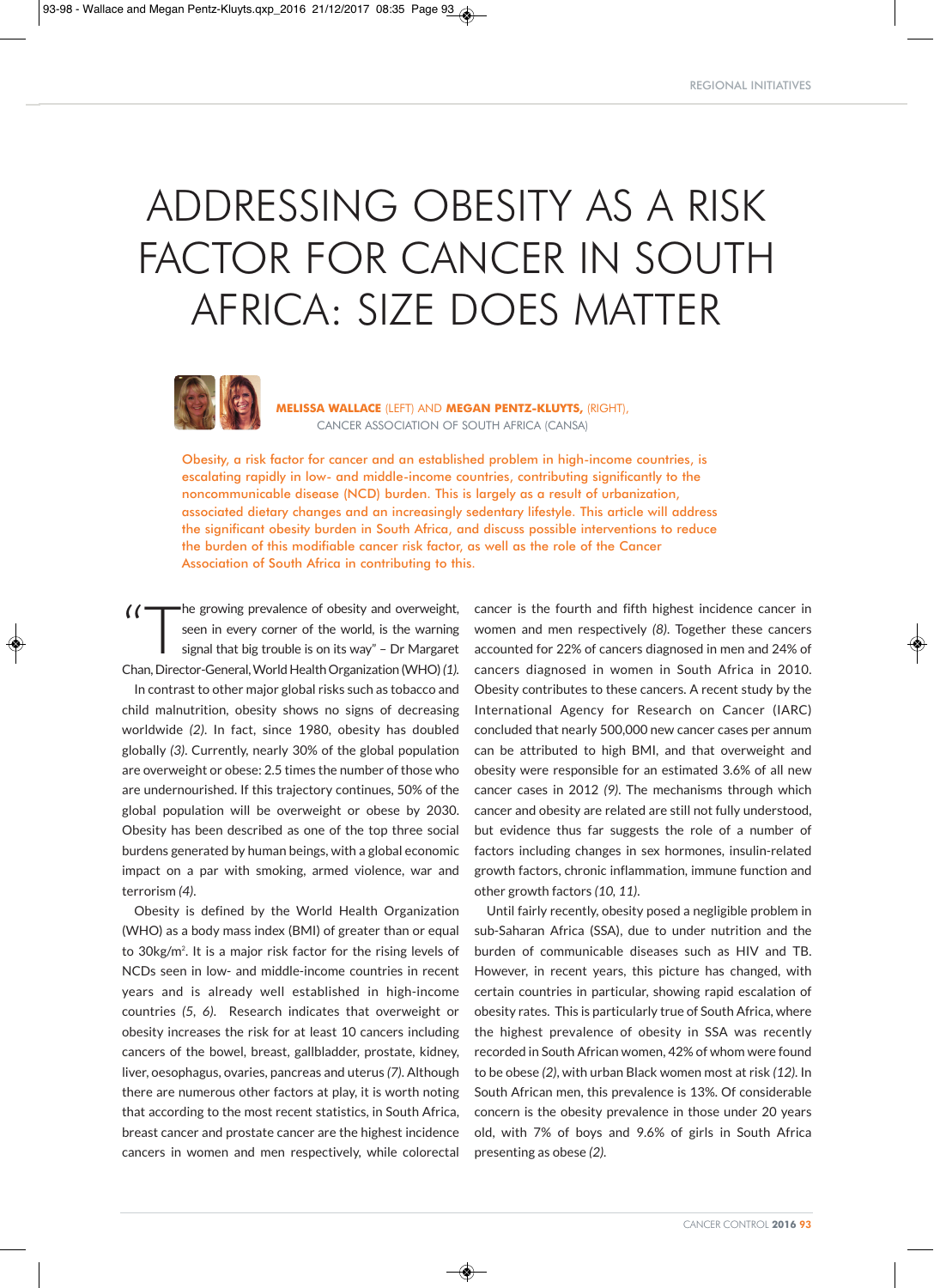# ADDRESSING OBESITY AS A RISK FACTOR FOR CANCER IN SOUTH AFRICA: SIZE DOES MATTER

**MELISSA WALLACE** (LEFT) AND **MEGAN PENTZ-KLUYTS,** (RIGHT), CANCER ASSOCIATION OF SOUTH AFRICA (CANSA)

Obesity, a risk factor for cancer and an established problem in high-income countries, is escalating rapidly in low- and middle-income countries, contributing significantly to the noncommunicable disease (NCD) burden. This is largely as a result of urbanization, associated dietary changes and an increasingly sedentary lifestyle. This article will address the significant obesity burden in South Africa, and discuss possible interventions to reduce the burden of this modifiable cancer risk factor, as well as the role of the Cancer Association of South Africa in contributing to this.

"The growing prevalence of obesity and overweight, seen in every corner of the world, is the warning signal that big trouble is on its way" – Dr Margaret Chan, Director-General, World Health Organization (WHO) *(1).*

In contrast to other major global risks such as tobacco and child malnutrition, obesity shows no signs of decreasing worldwide *(2).* In fact, since 1980, obesity has doubled globally *(3).* Currently, nearly 30% of the global population are overweight or obese: 2.5 times the number of those who are undernourished. If this trajectory continues, 50% of the global population will be overweight or obese by 2030. Obesity has been described as one of the top three social burdens generated by human beings, with a global economic impact on a par with smoking, armed violence, war and terrorism *(4).*

Obesity is defined by the World Health Organization (WHO) as a body mass index (BMI) of greater than or equal to 30kg/m$^2$. It is a major risk factor for the rising levels of NCDs seen in low- and middle-income countries in recent years and is already well established in high-income countries *(5, 6).* Research indicates that overweight or obesity increases the risk for at least 10 cancers including cancers of the bowel, breast, gallbladder, prostate, kidney, liver, oesophagus, ovaries, pancreas and uterus *(7).* Although there are numerous other factors at play, it is worth noting that according to the most recent statistics, in South Africa, breast cancer and prostate cancer are the highest incidence cancers in women and men respectively, while colorectal cancer is the fourth and fifth highest incidence cancer in women and men respectively *(8).* Together these cancers accounted for 22% of cancers diagnosed in men and 24% of cancers diagnosed in women in South Africa in 2010. Obesity contributes to these cancers. A recent study by the International Agency for Research on Cancer (IARC) concluded that nearly 500,000 new cancer cases per annum can be attributed to high BMI, and that overweight and obesity were responsible for an estimated 3.6% of all new cancer cases in 2012 *(9).* The mechanisms through which cancer and obesity are related are still not fully understood, but evidence thus far suggests the role of a number of factors including changes in sex hormones, insulin-related growth factors, chronic inflammation, immune function and other growth factors *(10, 11).*

Until fairly recently, obesity posed a negligible problem in sub-Saharan Africa (SSA), due to under nutrition and the burden of communicable diseases such as HIV and TB. However, in recent years, this picture has changed, with certain countries in particular, showing rapid escalation of obesity rates. This is particularly true of South Africa, where the highest prevalence of obesity in SSA was recently recorded in South African women, 42% of whom were found to be obese *(2),* with urban Black women most at risk *(12).* In South African men, this prevalence is 13%. Of considerable concern is the obesity prevalence in those under 20 years old, with 7% of boys and 9.6% of girls in South Africa presenting as obese *(2).*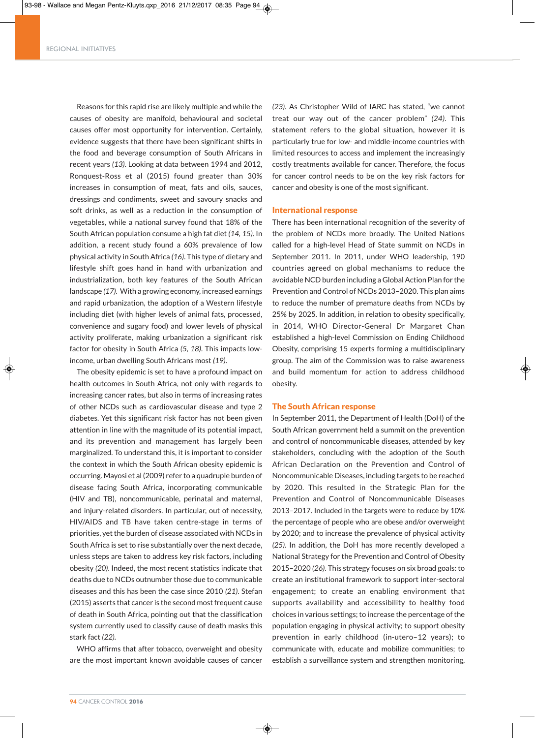Reasons for this rapid rise are likely multiple and while the causes of obesity are manifold, behavioural and societal causes offer most opportunity for intervention. Certainly, evidence suggests that there have been significant shifts in the food and beverage consumption of South Africans in recent years *(13)*. Looking at data between 1994 and 2012, Ronquest-Ross et al (2015) found greater than 30% increases in consumption of meat, fats and oils, sauces, dressings and condiments, sweet and savoury snacks and soft drinks, as well as a reduction in the consumption of vegetables, while a national survey found that 18% of the South African population consume a high fat diet *(14, 15)*. In addition, a recent study found a 60% prevalence of low physical activity in South Africa *(16)*. This type of dietary and lifestyle shift goes hand in hand with urbanization and industrialization, both key features of the South African landscape *(17)*. With a growing economy, increased earnings and rapid urbanization, the adoption of a Western lifestyle including diet (with higher levels of animal fats, processed, convenience and sugary food) and lower levels of physical activity proliferate, making urbanization a significant risk factor for obesity in South Africa *(5, 18)*. This impacts low-income, urban dwelling South Africans most *(19)*.

The obesity epidemic is set to have a profound impact on health outcomes in South Africa, not only with regards to increasing cancer rates, but also in terms of increasing rates of other NCDs such as cardiovascular disease and type 2 diabetes. Yet this significant risk factor has not been given attention in line with the magnitude of its potential impact, and its prevention and management has largely been marginalized. To understand this, it is important to consider the context in which the South African obesity epidemic is occurring. Mayosi et al (2009) refer to a quadruple burden of disease facing South Africa, incorporating communicable (HIV and TB), noncommunicable, perinatal and maternal, and injury-related disorders. In particular, out of necessity, HIV/AIDS and TB have taken centre-stage in terms of priorities, yet the burden of disease associated with NCDs in South Africa is set to rise substantially over the next decade, unless steps are taken to address key risk factors, including obesity *(20)*. Indeed, the most recent statistics indicate that deaths due to NCDs outnumber those due to communicable diseases and this has been the case since 2010 *(21)*. Stefan (2015) asserts that cancer is the second most frequent cause of death in South Africa, pointing out that the classification system currently used to classify cause of death masks this stark fact *(22)*.

WHO affirms that after tobacco, overweight and obesity are the most important known avoidable causes of cancer *(23)*. As Christopher Wild of IARC has stated, "we cannot treat our way out of the cancer problem" *(24)*. This statement refers to the global situation, however it is particularly true for low- and middle-income countries with limited resources to access and implement the increasingly costly treatments available for cancer. Therefore, the focus for cancer control needs to be on the key risk factors for cancer and obesity is one of the most significant.

## International response

There has been international recognition of the severity of the problem of NCDs more broadly. The United Nations called for a high-level Head of State summit on NCDs in September 2011. In 2011, under WHO leadership, 190 countries agreed on global mechanisms to reduce the avoidable NCD burden including a Global Action Plan for the Prevention and Control of NCDs 2013–2020. This plan aims to reduce the number of premature deaths from NCDs by 25% by 2025. In addition, in relation to obesity specifically, in 2014, WHO Director-General Dr Margaret Chan established a high-level Commission on Ending Childhood Obesity, comprising 15 experts forming a multidisciplinary group. The aim of the Commission was to raise awareness and build momentum for action to address childhood obesity.

## The South African response

In September 2011, the Department of Health (DoH) of the South African government held a summit on the prevention and control of noncommunicable diseases, attended by key stakeholders, concluding with the adoption of the South African Declaration on the Prevention and Control of Noncommunicable Diseases, including targets to be reached by 2020. This resulted in the Strategic Plan for the Prevention and Control of Noncommunicable Diseases 2013–2017. Included in the targets were to reduce by 10% the percentage of people who are obese and/or overweight by 2020; and to increase the prevalence of physical activity *(25)*. In addition, the DoH has more recently developed a National Strategy for the Prevention and Control of Obesity 2015–2020 *(26)*. This strategy focuses on six broad goals: to create an institutional framework to support inter-sectoral engagement; to create an enabling environment that supports availability and accessibility to healthy food choices in various settings; to increase the percentage of the population engaging in physical activity; to support obesity prevention in early childhood (in-utero–12 years); to communicate with, educate and mobilize communities; to establish a surveillance system and strengthen monitoring,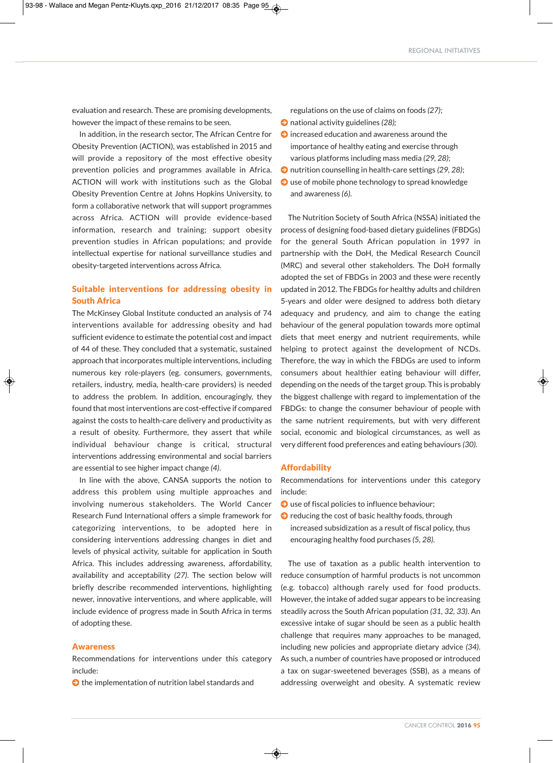evaluation and research. These are promising developments, however the impact of these remains to be seen.

In addition, in the research sector, The African Centre for Obesity Prevention (ACTION), was established in 2015 and will provide a repository of the most effective obesity prevention policies and programmes available in Africa. ACTION will work with institutions such as the Global Obesity Prevention Centre at Johns Hopkins University, to form a collaborative network that will support programmes across Africa. ACTION will provide evidence-based information, research and training; support obesity prevention studies in African populations; and provide intellectual expertise for national surveillance studies and obesity-targeted interventions across Africa.

## Suitable interventions for addressing obesity in South Africa

The McKinsey Global Institute conducted an analysis of 74 interventions available for addressing obesity and had sufficient evidence to estimate the potential cost and impact of 44 of these. They concluded that a systematic, sustained approach that incorporates multiple interventions, including numerous key role-players (eg. consumers, governments, retailers, industry, media, health-care providers) is needed to address the problem. In addition, encouragingly, they found that most interventions are cost-effective if compared against the costs to health-care delivery and productivity as a result of obesity. Furthermore, they assert that while individual behaviour change is critical, structural interventions addressing environmental and social barriers are essential to see higher impact change *(4)*.

In line with the above, CANSA supports the notion to address this problem using multiple approaches and involving numerous stakeholders. The World Cancer Research Fund International offers a simple framework for categorizing interventions, to be adopted here in considering interventions addressing changes in diet and levels of physical activity, suitable for application in South Africa. This includes addressing awareness, affordability, availability and acceptability *(27)*. The section below will briefly describe recommended interventions, highlighting newer, innovative interventions, and where applicable, will include evidence of progress made in South Africa in terms of adopting these.

### Awareness

Recommendations for interventions under this category include:

- the implementation of nutrition label standards and regulations on the use of claims on foods *(27)*;
- national activity guidelines *(28);*
- increased education and awareness around the importance of healthy eating and exercise through various platforms including mass media *(29, 28)*;
- nutrition counselling in health-care settings *(29, 28)*;
- use of mobile phone technology to spread knowledge and awareness *(6).*

The Nutrition Society of South Africa (NSSA) initiated the process of designing food-based dietary guidelines (FBDGs) for the general South African population in 1997 in partnership with the DoH, the Medical Research Council (MRC) and several other stakeholders. The DoH formally adopted the set of FBDGs in 2003 and these were recently updated in 2012. The FBDGs for healthy adults and children 5-years and older were designed to address both dietary adequacy and prudency, and aim to change the eating behaviour of the general population towards more optimal diets that meet energy and nutrient requirements, while helping to protect against the development of NCDs. Therefore, the way in which the FBDGs are used to inform consumers about healthier eating behaviour will differ, depending on the needs of the target group. This is probably the biggest challenge with regard to implementation of the FBDGs: to change the consumer behaviour of people with the same nutrient requirements, but with very different social, economic and biological circumstances, as well as very different food preferences and eating behaviours *(30).*

### Affordability

Recommendations for interventions under this category include:

- use of fiscal policies to influence behaviour;
- reducing the cost of basic healthy foods, through increased subsidization as a result of fiscal policy, thus encouraging healthy food purchases *(5, 28).*

The use of taxation as a public health intervention to reduce consumption of harmful products is not uncommon (e.g. tobacco) although rarely used for food products. However, the intake of added sugar appears to be increasing steadily across the South African population *(31, 32, 33)*. An excessive intake of sugar should be seen as a public health challenge that requires many approaches to be managed, including new policies and appropriate dietary advice *(34)*. As such, a number of countries have proposed or introduced a tax on sugar-sweetened beverages (SSB), as a means of addressing overweight and obesity. A systematic review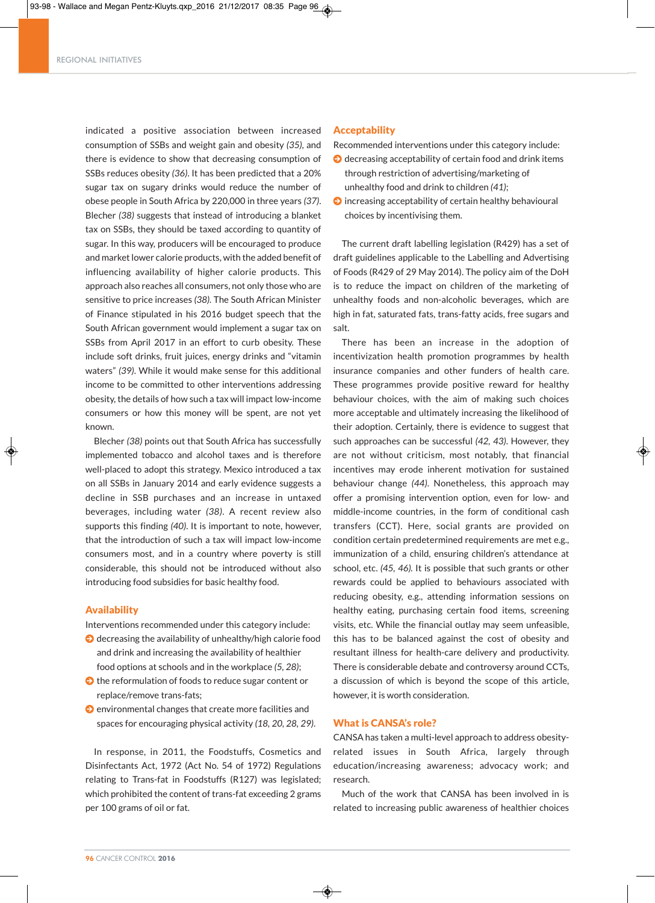indicated a positive association between increased consumption of SSBs and weight gain and obesity *(35)*, and there is evidence to show that decreasing consumption of SSBs reduces obesity *(36)*. It has been predicted that a 20% sugar tax on sugary drinks would reduce the number of obese people in South Africa by 220,000 in three years *(37)*. Blecher *(38)* suggests that instead of introducing a blanket tax on SSBs, they should be taxed according to quantity of sugar. In this way, producers will be encouraged to produce and market lower calorie products, with the added benefit of influencing availability of higher calorie products. This approach also reaches all consumers, not only those who are sensitive to price increases *(38)*. The South African Minister of Finance stipulated in his 2016 budget speech that the South African government would implement a sugar tax on SSBs from April 2017 in an effort to curb obesity. These include soft drinks, fruit juices, energy drinks and "vitamin waters" *(39)*. While it would make sense for this additional income to be committed to other interventions addressing obesity, the details of how such a tax will impact low-income consumers or how this money will be spent, are not yet known.

Blecher *(38)* points out that South Africa has successfully implemented tobacco and alcohol taxes and is therefore well-placed to adopt this strategy. Mexico introduced a tax on all SSBs in January 2014 and early evidence suggests a decline in SSB purchases and an increase in untaxed beverages, including water *(38)*. A recent review also supports this finding *(40)*. It is important to note, however, that the introduction of such a tax will impact low-income consumers most, and in a country where poverty is still considerable, this should not be introduced without also introducing food subsidies for basic healthy food.

## Availability

Interventions recommended under this category include:

- decreasing the availability of unhealthy/high calorie food and drink and increasing the availability of healthier food options at schools and in the workplace *(5, 28)*;
- the reformulation of foods to reduce sugar content or replace/remove trans-fats;
- environmental changes that create more facilities and spaces for encouraging physical activity *(18, 20, 28, 29)*.

In response, in 2011, the Foodstuffs, Cosmetics and Disinfectants Act, 1972 (Act No. 54 of 1972) Regulations relating to Trans-fat in Foodstuffs (R127) was legislated; which prohibited the content of trans-fat exceeding 2 grams per 100 grams of oil or fat.

## Acceptability

Recommended interventions under this category include:

- decreasing acceptability of certain food and drink items through restriction of advertising/marketing of unhealthy food and drink to children *(41)*;
- increasing acceptability of certain healthy behavioural choices by incentivising them.

The current draft labelling legislation (R429) has a set of draft guidelines applicable to the Labelling and Advertising of Foods (R429 of 29 May 2014). The policy aim of the DoH is to reduce the impact on children of the marketing of unhealthy foods and non-alcoholic beverages, which are high in fat, saturated fats, trans-fatty acids, free sugars and salt.

There has been an increase in the adoption of incentivization health promotion programmes by health insurance companies and other funders of health care. These programmes provide positive reward for healthy behaviour choices, with the aim of making such choices more acceptable and ultimately increasing the likelihood of their adoption. Certainly, there is evidence to suggest that such approaches can be successful *(42, 43)*. However, they are not without criticism, most notably, that financial incentives may erode inherent motivation for sustained behaviour change *(44)*. Nonetheless, this approach may offer a promising intervention option, even for low- and middle-income countries, in the form of conditional cash transfers (CCT). Here, social grants are provided on condition certain predetermined requirements are met e.g., immunization of a child, ensuring children's attendance at school, etc. *(45, 46)*. It is possible that such grants or other rewards could be applied to behaviours associated with reducing obesity, e.g., attending information sessions on healthy eating, purchasing certain food items, screening visits, etc. While the financial outlay may seem unfeasible, this has to be balanced against the cost of obesity and resultant illness for health-care delivery and productivity. There is considerable debate and controversy around CCTs, a discussion of which is beyond the scope of this article, however, it is worth consideration.

## What is CANSA's role?

CANSA has taken a multi-level approach to address obesity-related issues in South Africa, largely through education/increasing awareness; advocacy work; and research.

Much of the work that CANSA has been involved in is related to increasing public awareness of healthier choices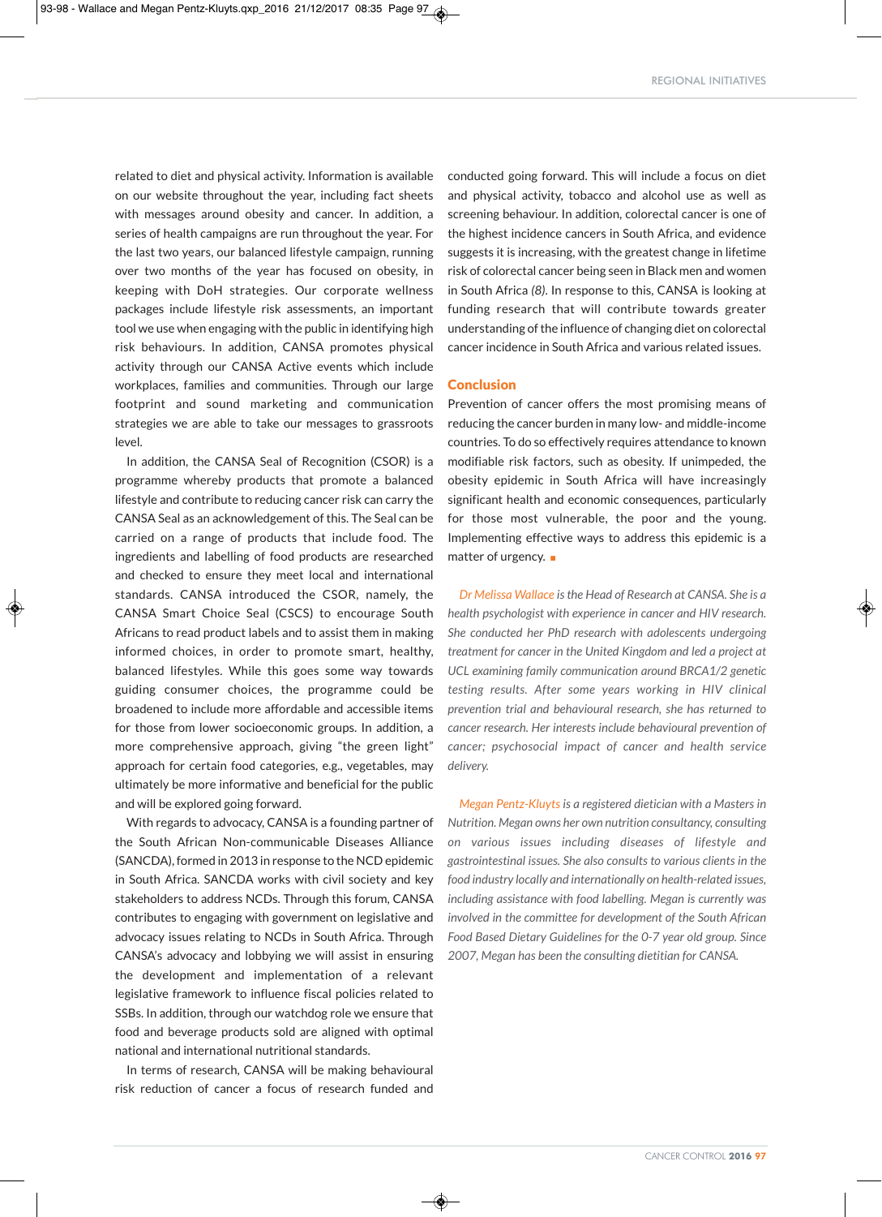related to diet and physical activity. Information is available on our website throughout the year, including fact sheets with messages around obesity and cancer. In addition, a series of health campaigns are run throughout the year. For the last two years, our balanced lifestyle campaign, running over two months of the year has focused on obesity, in keeping with DoH strategies. Our corporate wellness packages include lifestyle risk assessments, an important tool we use when engaging with the public in identifying high risk behaviours. In addition, CANSA promotes physical activity through our CANSA Active events which include workplaces, families and communities. Through our large footprint and sound marketing and communication strategies we are able to take our messages to grassroots level.

In addition, the CANSA Seal of Recognition (CSOR) is a programme whereby products that promote a balanced lifestyle and contribute to reducing cancer risk can carry the CANSA Seal as an acknowledgement of this. The Seal can be carried on a range of products that include food. The ingredients and labelling of food products are researched and checked to ensure they meet local and international standards. CANSA introduced the CSOR, namely, the CANSA Smart Choice Seal (CSCS) to encourage South Africans to read product labels and to assist them in making informed choices, in order to promote smart, healthy, balanced lifestyles. While this goes some way towards guiding consumer choices, the programme could be broadened to include more affordable and accessible items for those from lower socioeconomic groups. In addition, a more comprehensive approach, giving "the green light" approach for certain food categories, e.g., vegetables, may ultimately be more informative and beneficial for the public and will be explored going forward.

With regards to advocacy, CANSA is a founding partner of the South African Non-communicable Diseases Alliance (SANCDA), formed in 2013 in response to the NCD epidemic in South Africa. SANCDA works with civil society and key stakeholders to address NCDs. Through this forum, CANSA contributes to engaging with government on legislative and advocacy issues relating to NCDs in South Africa. Through CANSA's advocacy and lobbying we will assist in ensuring the development and implementation of a relevant legislative framework to influence fiscal policies related to SSBs. In addition, through our watchdog role we ensure that food and beverage products sold are aligned with optimal national and international nutritional standards.

In terms of research, CANSA will be making behavioural risk reduction of cancer a focus of research funded and conducted going forward. This will include a focus on diet and physical activity, tobacco and alcohol use as well as screening behaviour. In addition, colorectal cancer is one of the highest incidence cancers in South Africa, and evidence suggests it is increasing, with the greatest change in lifetime risk of colorectal cancer being seen in Black men and women in South Africa *(8)*. In response to this, CANSA is looking at funding research that will contribute towards greater understanding of the influence of changing diet on colorectal cancer incidence in South Africa and various related issues.

## Conclusion

Prevention of cancer offers the most promising means of reducing the cancer burden in many low- and middle-income countries. To do so effectively requires attendance to known modifiable risk factors, such as obesity. If unimpeded, the obesity epidemic in South Africa will have increasingly significant health and economic consequences, particularly for those most vulnerable, the poor and the young. Implementing effective ways to address this epidemic is a matter of urgency. ■

*Dr Melissa Wallace is the Head of Research at CANSA. She is a health psychologist with experience in cancer and HIV research. She conducted her PhD research with adolescents undergoing treatment for cancer in the United Kingdom and led a project at UCL examining family communication around BRCA1/2 genetic testing results. After some years working in HIV clinical prevention trial and behavioural research, she has returned to cancer research. Her interests include behavioural prevention of cancer; psychosocial impact of cancer and health service delivery.*

*Megan Pentz-Kluyts is a registered dietician with a Masters in Nutrition. Megan owns her own nutrition consultancy, consulting on various issues including diseases of lifestyle and gastrointestinal issues. She also consults to various clients in the food industry locally and internationally on health-related issues, including assistance with food labelling. Megan is currently was involved in the committee for development of the South African Food Based Dietary Guidelines for the 0-7 year old group. Since 2007, Megan has been the consulting dietitian for CANSA.*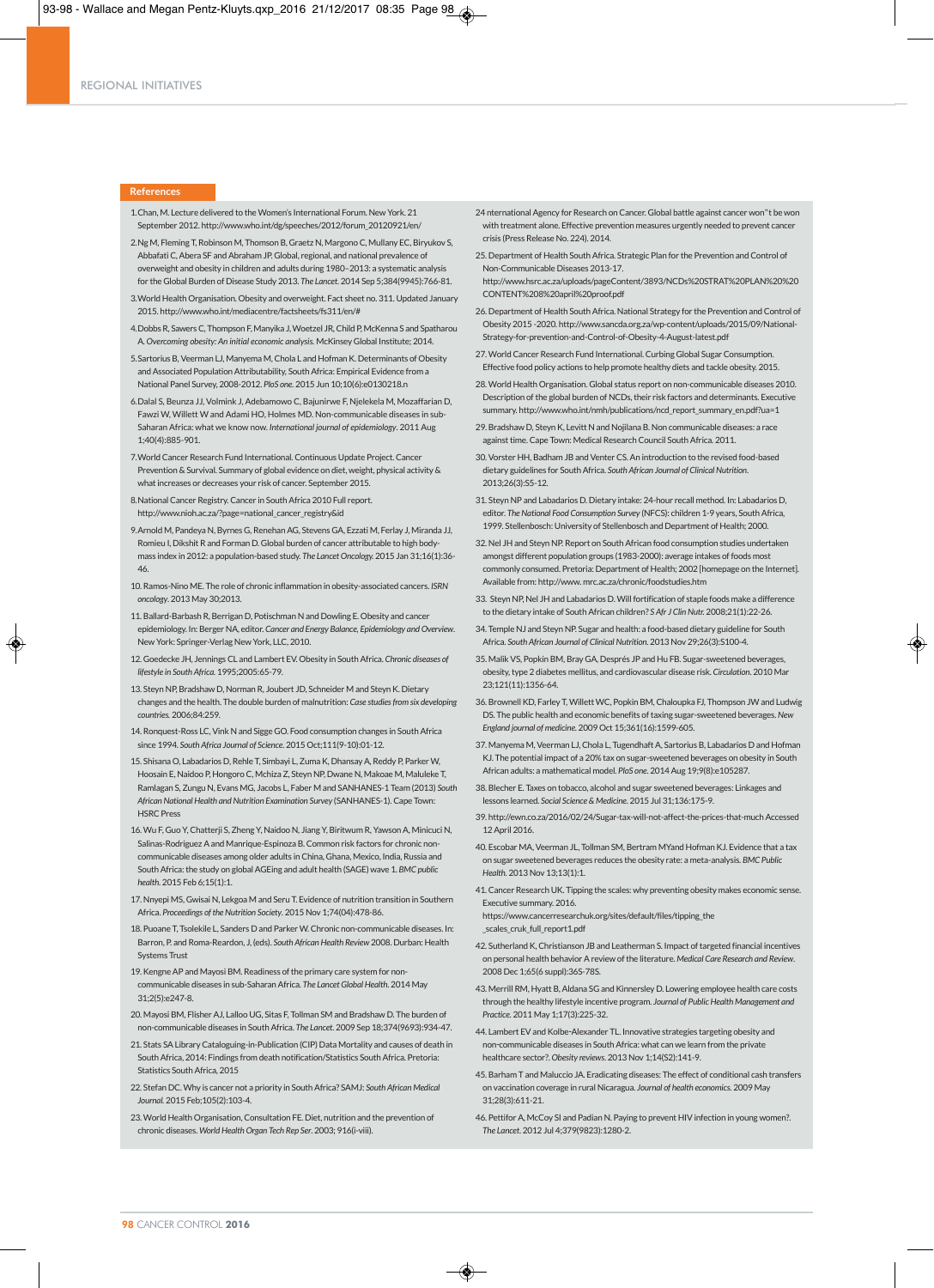## References

1. Chan, M. Lecture delivered to the Women's International Forum. New York. 21 September 2012. http://www.who.int/dg/speeches/2012/forum_20120921/en/
2. Ng M, Fleming T, Robinson M, Thomson B, Graetz N, Margono C, Mullany EC, Biryukov S, Abbafati C, Abera SF and Abraham JP. Global, regional, and national prevalence of overweight and obesity in children and adults during 1980–2013: a systematic analysis for the Global Burden of Disease Study 2013. *The Lancet*. 2014 Sep 5;384(9945):766-81.
3. World Health Organisation. Obesity and overweight. Fact sheet no. 311. Updated January 2015. http://www.who.int/mediacentre/factsheets/fs311/en/#
4. Dobbs R, Sawers C, Thompson F, Manyika J, Woetzel JR, Child P, McKenna S and Spatharou A. *Overcoming obesity: An initial economic analysis*. McKinsey Global Institute; 2014.
5. Sartorius B, Veerman LJ, Manyema M, Chola L and Hofman K. Determinants of Obesity and Associated Population Attributability, South Africa: Empirical Evidence from a National Panel Survey, 2008-2012. *PloS one*. 2015 Jun 10;10(6):e0130218.n
6. Dalal S, Beunza JJ, Volmink J, Adebamowo C, Bajunirwe F, Njelekela M, Mozaffarian D, Fawzi W, Willett W and Adami HO, Holmes MD. Non-communicable diseases in sub-Saharan Africa: what we know now. *International journal of epidemiology*. 2011 Aug 1;40(4):885-901.
7. World Cancer Research Fund International. Continuous Update Project. Cancer Prevention & Survival. Summary of global evidence on diet, weight, physical activity & what increases or decreases your risk of cancer. September 2015.
8. National Cancer Registry. Cancer in South Africa 2010 Full report. http://www.nioh.ac.za/?page=national_cancer_registry&id
9. Arnold M, Pandeya N, Byrnes G, Renehan AG, Stevens GA, Ezzati M, Ferlay J, Miranda JJ, Romieu I, Dikshit R and Forman D. Global burden of cancer attributable to high body-mass index in 2012: a population-based study. *The Lancet Oncology*. 2015 Jan 31;16(1):36-46.
10. Ramos-Nino ME. The role of chronic inflammation in obesity-associated cancers. *ISRN oncology*. 2013 May 30;2013.
11. Ballard-Barbash R, Berrigan D, Potischman N and Dowling E. Obesity and cancer epidemiology. In: Berger NA, editor. *Cancer and Energy Balance, Epidemiology and Overview*. New York: Springer-Verlag New York, LLC, 2010.
12. Goedecke JH, Jennings CL and Lambert EV. Obesity in South Africa. *Chronic diseases of lifestyle in South Africa*. 1995;2005:65-79.
13. Steyn NP, Bradshaw D, Norman R, Joubert JD, Schneider M and Steyn K. Dietary changes and the health. The double burden of malnutrition: *Case studies from six developing countries*. 2006;84:259.
14. Ronquest-Ross LC, Vink N and Sigge GO. Food consumption changes in South Africa since 1994. *South Africa Journal of Science*. 2015 Oct;111(9-10):01-12.
15. Shisana O, Labadarios D, Rehle T, Simbayi L, Zuma K, Dhansay A, Reddy P, Parker W, Hoosain E, Naidoo P, Hongoro C, Mchiza Z, Steyn NP, Dwane N, Makoae M, Maluleke T, Ramlagan S, Zungu N, Evans MG, Jacobs L, Faber M and SANHANES-1 Team (2013) *South African National Health and Nutrition Examination Survey* (SANHANES-1). Cape Town: HSRC Press
16. Wu F, Guo Y, Chatterji S, Zheng Y, Naidoo N, Jiang Y, Biritwum R, Yawson A, Minicuci N, Salinas-Rodriguez A and Manrique-Espinoza B. Common risk factors for chronic non-communicable diseases among older adults in China, Ghana, Mexico, India, Russia and South Africa: the study on global AGEing and adult health (SAGE) wave 1. *BMC public health*. 2015 Feb 6;15(1):1.
17. Nnyepi MS, Gwisai N, Lekgoa M and Seru T. Evidence of nutrition transition in Southern Africa. *Proceedings of the Nutrition Society*. 2015 Nov 1;74(04):478-86.
18. Puoane T, Tsolekile L, Sanders D and Parker W. Chronic non-communicable diseases. In: Barron, P. and Roma-Reardon, J, (eds). *South African Health Review* 2008. Durban: Health Systems Trust
19. Kengne AP and Mayosi BM. Readiness of the primary care system for non-communicable diseases in sub-Saharan Africa. *The Lancet Global Health*. 2014 May 31;2(5):e247-8.
20. Mayosi BM, Flisher AJ, Lalloo UG, Sitas F, Tollman SM and Bradshaw D. The burden of non-communicable diseases in South Africa. *The Lancet*. 2009 Sep 18;374(9693):934-47.
21. Stats SA Library Cataloguing-in-Publication (CIP) Data Mortality and causes of death in South Africa, 2014: Findings from death notification/Statistics South Africa. Pretoria: Statistics South Africa, 2015
22. Stefan DC. Why is cancer not a priority in South Africa? SAMJ: *South African Medical Journal*. 2015 Feb;105(2):103-4.
23. World Health Organisation, Consultation FE. Diet, nutrition and the prevention of chronic diseases. *World Health Organ Tech Rep Ser*. 2003; 916(i-viii).
24. international Agency for Research on Cancer. Global battle against cancer won"t be won with treatment alone. Effective prevention measures urgently needed to prevent cancer crisis (Press Release No. 224). 2014.
25. Department of Health South Africa. Strategic Plan for the Prevention and Control of Non-Communicable Diseases 2013-17. http://www.hsrc.ac.za/uploads/pageContent/3893/NCDs%20STRAT%20PLAN%20%20CONTENT%208%20april%20proof.pdf
26. Department of Health South Africa. National Strategy for the Prevention and Control of Obesity 2015 -2020. http://www.sancda.org.za/wp-content/uploads/2015/09/National-Strategy-for-prevention-and-Control-of-Obesity-4-August-latest.pdf
27. World Cancer Research Fund International. Curbing Global Sugar Consumption. Effective food policy actions to help promote healthy diets and tackle obesity. 2015.
28. World Health Organisation. Global status report on non-communicable diseases 2010. Description of the global burden of NCDs, their risk factors and determinants. Executive summary. http://www.who.int/nmh/publications/ncd_report_summary_en.pdf?ua=1
29. Bradshaw D, Steyn K, Levitt N and Nojilana B. Non communicable diseases: a race against time. Cape Town: Medical Research Council South Africa. 2011.
30. Vorster HH, Badham JB and Venter CS. An introduction to the revised food-based dietary guidelines for South Africa. *South African Journal of Clinical Nutrition*. 2013;26(3):S5-12.
31. Steyn NP and Labadarios D. Dietary intake: 24-hour recall method. In: Labadarios D, editor. *The National Food Consumption Survey* (NFCS): children 1-9 years, South Africa, 1999. Stellenbosch: University of Stellenbosch and Department of Health; 2000.
32. Nel JH and Steyn NP. Report on South African food consumption studies undertaken amongst different population groups (1983-2000): average intakes of foods most commonly consumed. Pretoria: Department of Health; 2002 [homepage on the Internet]. Available from: http://www. mrc.ac.za/chronic/foodstudies.htm
33. Steyn NP, Nel JH and Labadarios D. Will fortification of staple foods make a difference to the dietary intake of South African children? *S Afr J Clin Nutr*. 2008;21(1):22-26.
34. Temple NJ and Steyn NP. Sugar and health: a food-based dietary guideline for South Africa. *South African Journal of Clinical Nutrition*. 2013 Nov 29;26(3):S100-4.
35. Malik VS, Popkin BM, Bray GA, Després JP and Hu FB. Sugar-sweetened beverages, obesity, type 2 diabetes mellitus, and cardiovascular disease risk. *Circulation*. 2010 Mar 23;121(11):1356-64.
36. Brownell KD, Farley T, Willett WC, Popkin BM, Chaloupka FJ, Thompson JW and Ludwig DS. The public health and economic benefits of taxing sugar-sweetened beverages. *New England journal of medicine*. 2009 Oct 15;361(16):1599-605.
37. Manyema M, Veerman LJ, Chola L, Tugendhaft A, Sartorius B, Labadarios D and Hofman KJ. The potential impact of a 20% tax on sugar-sweetened beverages on obesity in South African adults: a mathematical model. *PloS one*. 2014 Aug 19;9(8):e105287.
38. Blecher E. Taxes on tobacco, alcohol and sugar sweetened beverages: Linkages and lessons learned. *Social Science & Medicine*. 2015 Jul 31;136:175-9.
39. http://ewn.co.za/2016/02/24/Sugar-tax-will-not-affect-the-prices-that-much Accessed 12 April 2016.
40. Escobar MA, Veerman JL, Tollman SM, Bertram MYand Hofman KJ. Evidence that a tax on sugar sweetened beverages reduces the obesity rate: a meta-analysis. *BMC Public Health*. 2013 Nov 13;13(1):1.
41. Cancer Research UK. Tipping the scales: why preventing obesity makes economic sense. Executive summary. 2016. https://www.cancerresearchuk.org/sites/default/files/tipping_the_scales_cruk_full_report1.pdf
42. Sutherland K, Christianson JB and Leatherman S. Impact of targeted financial incentives on personal health behavior A review of the literature. *Medical Care Research and Review*. 2008 Dec 1;65(6 suppl):36S-78S.
43. Merrill RM, Hyatt B, Aldana SG and Kinnersley D. Lowering employee health care costs through the healthy lifestyle incentive program. *Journal of Public Health Management and Practice*. 2011 May 1;17(3):225-32.
44. Lambert EV and Kolbe-Alexander TL. Innovative strategies targeting obesity and non-communicable diseases in South Africa: what can we learn from the private healthcare sector?. *Obesity reviews*. 2013 Nov 1;14(S2):141-9.
45. Barham T and Maluccio JA. Eradicating diseases: The effect of conditional cash transfers on vaccination coverage in rural Nicaragua. *Journal of health economics*. 2009 May 31;28(3):611-21.
46. Pettifor A, McCoy SI and Padian N. Paying to prevent HIV infection in young women?. *The Lancet*. 2012 Jul 4;379(9823):1280-2.